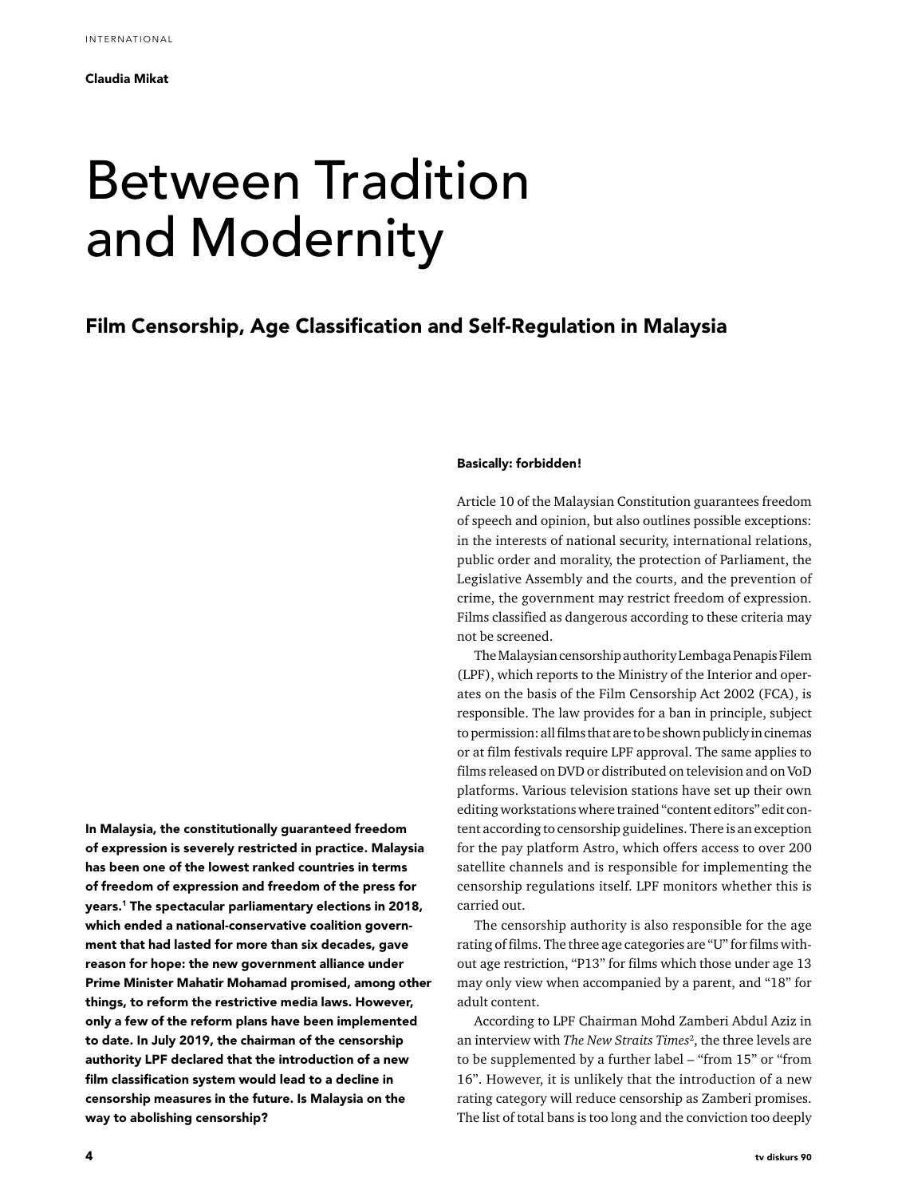INTERNATIONAL

**Claudia Mikat**

# Between Tradition and Modernity

## Film Censorship, Age Classification and Self-Regulation in Malaysia

**In Malaysia, the constitutionally guaranteed freedom of expression is severely restricted in practice. Malaysia has been one of the lowest ranked countries in terms of freedom of expression and freedom of the press for years.[1] The spectacular parliamentary elections in 2018, which ended a national-conservative coalition government that had lasted for more than six decades, gave reason for hope: the new government alliance under Prime Minister Mahatir Mohamad promised, among other things, to reform the restrictive media laws. However, only a few of the reform plans have been implemented to date. In July 2019, the chairman of the censorship authority LPF declared that the introduction of a new film classification system would lead to a decline in censorship measures in the future. Is Malaysia on the way to abolishing censorship?**

### Basically: forbidden!

Article 10 of the Malaysian Constitution guarantees freedom of speech and opinion, but also outlines possible exceptions: in the interests of national security, international relations, public order and morality, the protection of Parliament, the Legislative Assembly and the courts, and the prevention of crime, the government may restrict freedom of expression. Films classified as dangerous according to these criteria may not be screened.

The Malaysian censorship authority Lembaga Penapis Filem (LPF), which reports to the Ministry of the Interior and operates on the basis of the Film Censorship Act 2002 (FCA), is responsible. The law provides for a ban in principle, subject to permission: all films that are to be shown publicly in cinemas or at film festivals require LPF approval. The same applies to films released on DVD or distributed on television and on VoD platforms. Various television stations have set up their own editing workstations where trained "content editors" edit content according to censorship guidelines. There is an exception for the pay platform Astro, which offers access to over 200 satellite channels and is responsible for implementing the censorship regulations itself. LPF monitors whether this is carried out.

The censorship authority is also responsible for the age rating of films. The three age categories are "U" for films without age restriction, "P13" for films which those under age 13 may only view when accompanied by a parent, and "18" for adult content.

According to LPF Chairman Mohd Zamberi Abdul Aziz in an interview with *The New Straits Times*[2], the three levels are to be supplemented by a further label – "from 15" or "from 16". However, it is unlikely that the introduction of a new rating category will reduce censorship as Zamberi promises. The list of total bans is too long and the conviction too deeply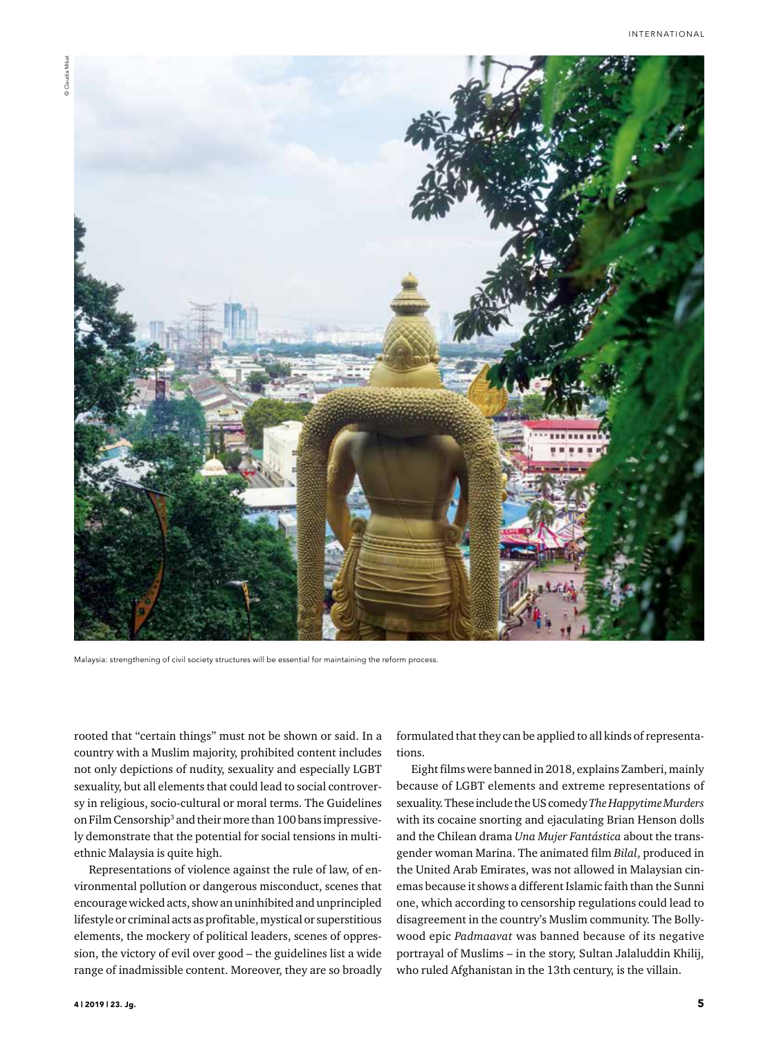Malaysia: strengthening of civil society structures will be essential for maintaining the reform process.

rooted that "certain things" must not be shown or said. In a country with a Muslim majority, prohibited content includes not only depictions of nudity, sexuality and especially LGBT sexuality, but all elements that could lead to social controversy in religious, socio-cultural or moral terms. The Guidelines on Film Censorship[3] and their more than 100 bans impressively demonstrate that the potential for social tensions in multiethnic Malaysia is quite high.

Representations of violence against the rule of law, of environmental pollution or dangerous misconduct, scenes that encourage wicked acts, show an uninhibited and unprincipled lifestyle or criminal acts as profitable, mystical or superstitious elements, the mockery of political leaders, scenes of oppression, the victory of evil over good – the guidelines list a wide range of inadmissible content. Moreover, they are so broadly formulated that they can be applied to all kinds of representations.

Eight films were banned in 2018, explains Zamberi, mainly because of LGBT elements and extreme representations of sexuality. These include the US comedy *The Happytime Murders* with its cocaine snorting and ejaculating Brian Henson dolls and the Chilean drama *Una Mujer Fantástica* about the transgender woman Marina. The animated film *Bilal*, produced in the United Arab Emirates, was not allowed in Malaysian cinemas because it shows a different Islamic faith than the Sunni one, which according to censorship regulations could lead to disagreement in the country's Muslim community. The Bollywood epic *Padmaavat* was banned because of its negative portrayal of Muslims – in the story, Sultan Jalaluddin Khilij, who ruled Afghanistan in the 13th century, is the villain.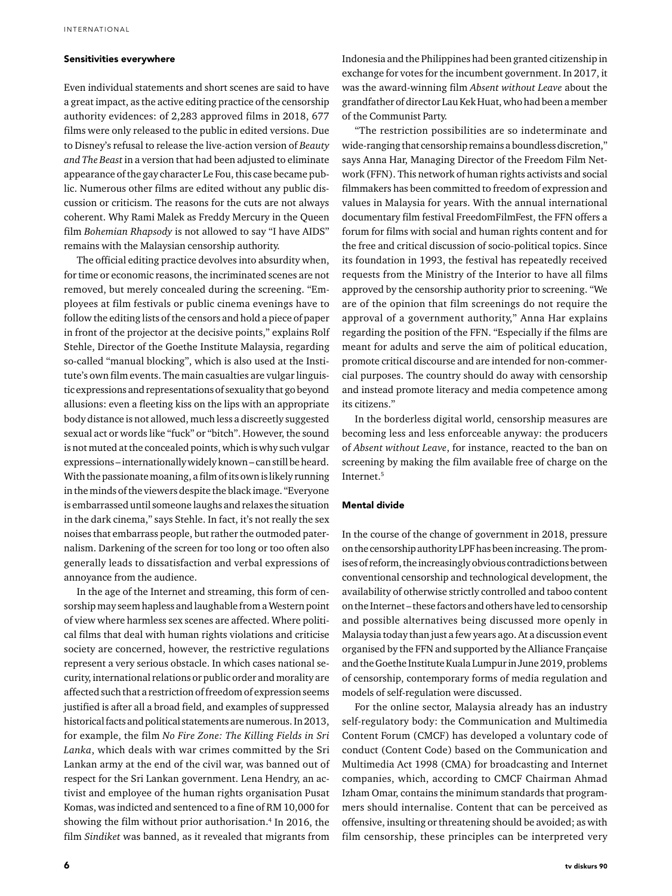## Sensitivities everywhere

Even individual statements and short scenes are said to have a great impact, as the active editing practice of the censorship authority evidences: of 2,283 approved films in 2018, 677 films were only released to the public in edited versions. Due to Disney's refusal to release the live-action version of *Beauty and The Beast* in a version that had been adjusted to eliminate appearance of the gay character Le Fou, this case became public. Numerous other films are edited without any public discussion or criticism. The reasons for the cuts are not always coherent. Why Rami Malek as Freddy Mercury in the Queen film *Bohemian Rhapsody* is not allowed to say "I have AIDS" remains with the Malaysian censorship authority.

The official editing practice devolves into absurdity when, for time or economic reasons, the incriminated scenes are not removed, but merely concealed during the screening. "Employees at film festivals or public cinema evenings have to follow the editing lists of the censors and hold a piece of paper in front of the projector at the decisive points," explains Rolf Stehle, Director of the Goethe Institute Malaysia, regarding so-called "manual blocking", which is also used at the Institute's own film events. The main casualties are vulgar linguistic expressions and representations of sexuality that go beyond allusions: even a fleeting kiss on the lips with an appropriate body distance is not allowed, much less a discreetly suggested sexual act or words like "fuck" or "bitch". However, the sound is not muted at the concealed points, which is why such vulgar expressions – internationally widely known – can still be heard. With the passionate moaning, a film of its own is likely running in the minds of the viewers despite the black image. "Everyone is embarrassed until someone laughs and relaxes the situation in the dark cinema," says Stehle. In fact, it's not really the sex noises that embarrass people, but rather the outmoded paternalism. Darkening of the screen for too long or too often also generally leads to dissatisfaction and verbal expressions of annoyance from the audience.

In the age of the Internet and streaming, this form of censorship may seem hapless and laughable from a Western point of view where harmless sex scenes are affected. Where political films that deal with human rights violations and criticise society are concerned, however, the restrictive regulations represent a very serious obstacle. In which cases national security, international relations or public order and morality are affected such that a restriction of freedom of expression seems justified is after all a broad field, and examples of suppressed historical facts and political statements are numerous. In 2013, for example, the film *No Fire Zone: The Killing Fields in Sri Lanka*, which deals with war crimes committed by the Sri Lankan army at the end of the civil war, was banned out of respect for the Sri Lankan government. Lena Hendry, an activist and employee of the human rights organisation Pusat Komas, was indicted and sentenced to a fine of RM 10,000 for showing the film without prior authorisation.[4] In 2016, the film *Sindiket* was banned, as it revealed that migrants from Indonesia and the Philippines had been granted citizenship in exchange for votes for the incumbent government. In 2017, it was the award-winning film *Absent without Leave* about the grandfather of director Lau Kek Huat, who had been a member of the Communist Party.

"The restriction possibilities are so indeterminate and wide-ranging that censorship remains a boundless discretion," says Anna Har, Managing Director of the Freedom Film Network (FFN). This network of human rights activists and social filmmakers has been committed to freedom of expression and values in Malaysia for years. With the annual international documentary film festival FreedomFilmFest, the FFN offers a forum for films with social and human rights content and for the free and critical discussion of socio-political topics. Since its foundation in 1993, the festival has repeatedly received requests from the Ministry of the Interior to have all films approved by the censorship authority prior to screening. "We are of the opinion that film screenings do not require the approval of a government authority," Anna Har explains regarding the position of the FFN. "Especially if the films are meant for adults and serve the aim of political education, promote critical discourse and are intended for non-commercial purposes. The country should do away with censorship and instead promote literacy and media competence among its citizens."

In the borderless digital world, censorship measures are becoming less and less enforceable anyway: the producers of *Absent without Leave*, for instance, reacted to the ban on screening by making the film available free of charge on the Internet.[5]

## Mental divide

In the course of the change of government in 2018, pressure on the censorship authority LPF has been increasing. The promises of reform, the increasingly obvious contradictions between conventional censorship and technological development, the availability of otherwise strictly controlled and taboo content on the Internet – these factors and others have led to censorship and possible alternatives being discussed more openly in Malaysia today than just a few years ago. At a discussion event organised by the FFN and supported by the Alliance Française and the Goethe Institute Kuala Lumpur in June 2019, problems of censorship, contemporary forms of media regulation and models of self-regulation were discussed.

For the online sector, Malaysia already has an industry self-regulatory body: the Communication and Multimedia Content Forum (CMCF) has developed a voluntary code of conduct (Content Code) based on the Communication and Multimedia Act 1998 (CMA) for broadcasting and Internet companies, which, according to CMCF Chairman Ahmad Izham Omar, contains the minimum standards that programmers should internalise. Content that can be perceived as offensive, insulting or threatening should be avoided; as with film censorship, these principles can be interpreted very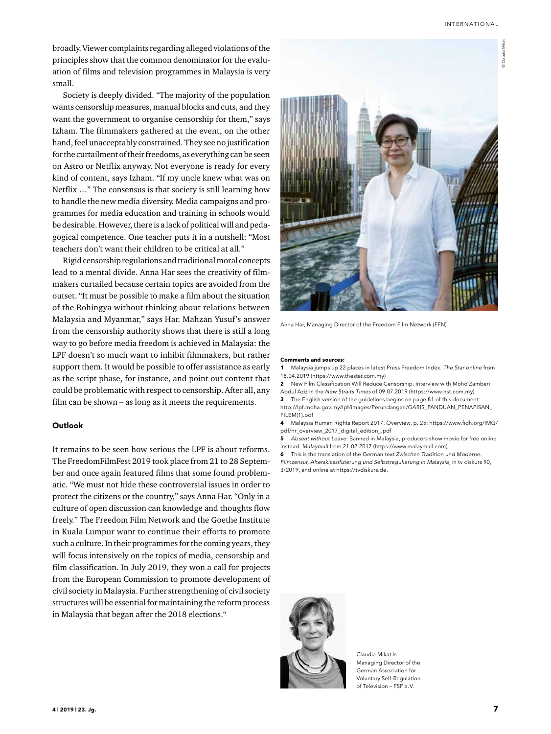broadly. Viewer complaints regarding alleged violations of the principles show that the common denominator for the evaluation of films and television programmes in Malaysia is very small.

Society is deeply divided. "The majority of the population wants censorship measures, manual blocks and cuts, and they want the government to organise censorship for them," says Izham. The filmmakers gathered at the event, on the other hand, feel unacceptably constrained. They see no justification for the curtailment of their freedoms, as everything can be seen on Astro or Netflix anyway. Not everyone is ready for every kind of content, says Izham. "If my uncle knew what was on Netflix …" The consensus is that society is still learning how to handle the new media diversity. Media campaigns and programmes for media education and training in schools would be desirable. However, there is a lack of political will and pedagogical competence. One teacher puts it in a nutshell: "Most teachers don't want their children to be critical at all."

Rigid censorship regulations and traditional moral concepts lead to a mental divide. Anna Har sees the creativity of filmmakers curtailed because certain topics are avoided from the outset. "It must be possible to make a film about the situation of the Rohingya without thinking about relations between Malaysia and Myanmar," says Har. Mahzan Yusuf's answer from the censorship authority shows that there is still a long way to go before media freedom is achieved in Malaysia: the LPF doesn't so much want to inhibit filmmakers, but rather support them. It would be possible to offer assistance as early as the script phase, for instance, and point out content that could be problematic with respect to censorship. After all, any film can be shown – as long as it meets the requirements.

#### Outlook

It remains to be seen how serious the LPF is about reforms. The FreedomFilmFest 2019 took place from 21 to 28 September and once again featured films that some found problematic. "We must not hide these controversial issues in order to protect the citizens or the country," says Anna Har. "Only in a culture of open discussion can knowledge and thoughts flow freely." The Freedom Film Network and the Goethe Institute in Kuala Lumpur want to continue their efforts to promote such a culture. In their programmes for the coming years, they will focus intensively on the topics of media, censorship and film classification. In July 2019, they won a call for projects from the European Commission to promote development of civil society in Malaysia. Further strengthening of civil society structures will be essential for maintaining the reform process in Malaysia that began after the 2018 elections.[6]

© Claudia Mikat

Anna Har, Managing Director of the Freedom Film Network (FFN)

**Comments and sources:**

**1** Malaysia jumps up 22 places in latest Press Freedom Index. *The Star online* from 18.04.2019 (https://www.thestar.com.my)

**2** New Film Classification Will Reduce Censorship. Interview with Mohd Zamberi Abdul Aziz in the *New Straits Times* of 09.07.2019 (https://www.nst.com.my)

**3** The English version of the guidelines begins on page 81 of this document: http://lpf.moha.gov.my/lpf/images/Perundangan/GARIS_PANDUAN_PENAPISAN_FILEM(1).pdf

**4** Malaysia Human Rights Report 2017, Overview, p. 25: https://www.fidh.org/IMG/pdf/hr_overview_2017_digital_edition_.pdf

**5** *Absent without Leave*: Banned in Malaysia, producers show movie for free online instead. *Malaymail* from 21.02.2017 (https://www.malaymail.com)

**6** This is the translation of the German text *Zwischen Tradition und Moderne. Filmzensur, Altersklassifizierung und Selbstregulierung in Malaysia*, in tv diskurs 90, 3/2019, and online at https://tvdiskurs.de.

Claudia Mikat is Managing Director of the German Association for Voluntary Self-Regulation of Television – FSF e.V.